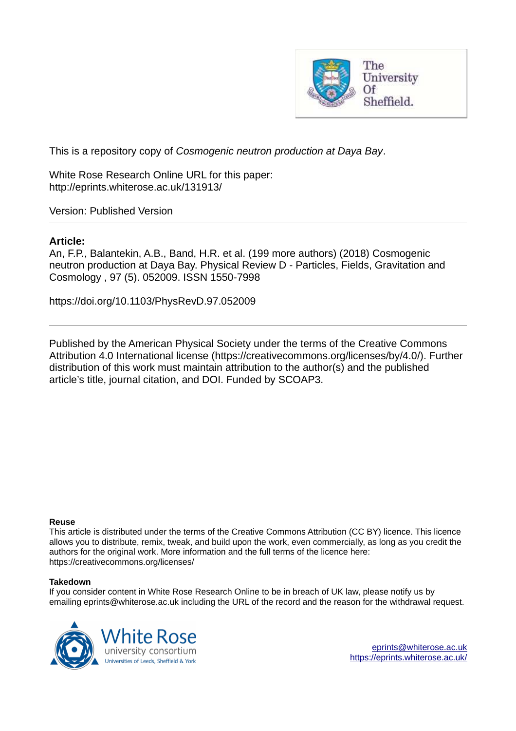This is a repository copy of *Cosmogenic neutron production at Daya Bay*.

White Rose Research Online URL for this paper:
http://eprints.whiterose.ac.uk/131913/

Version: Published Version

---

**Article:**

An, F.P., Balantekin, A.B., Band, H.R. et al. (199 more authors) (2018) Cosmogenic neutron production at Daya Bay. Physical Review D - Particles, Fields, Gravitation and Cosmology , 97 (5). 052009. ISSN 1550-7998

https://doi.org/10.1103/PhysRevD.97.052009

---

Published by the American Physical Society under the terms of the Creative Commons Attribution 4.0 International license (https://creativecommons.org/licenses/by/4.0/). Further distribution of this work must maintain attribution to the author(s) and the published article's title, journal citation, and DOI. Funded by SCOAP3.

**Reuse**

This article is distributed under the terms of the Creative Commons Attribution (CC BY) licence. This licence allows you to distribute, remix, tweak, and build upon the work, even commercially, as long as you credit the authors for the original work. More information and the full terms of the licence here: https://creativecommons.org/licenses/

**Takedown**

If you consider content in White Rose Research Online to be in breach of UK law, please notify us by emailing eprints@whiterose.ac.uk including the URL of the record and the reason for the withdrawal request.

eprints@whiterose.ac.uk
https://eprints.whiterose.ac.uk/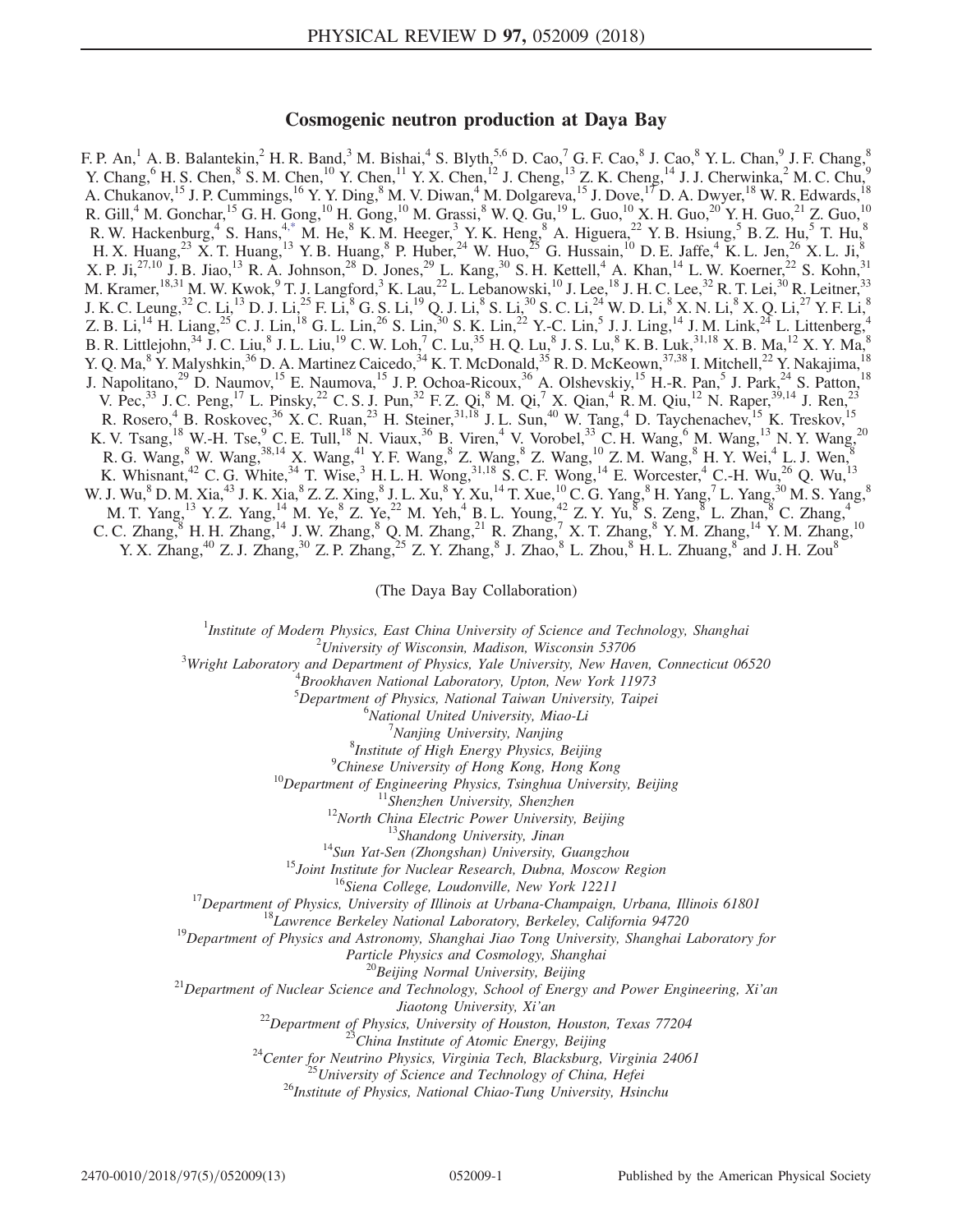# Cosmogenic neutron production at Daya Bay

F. P. An,[1] A. B. Balantekin,[2] H. R. Band,[3] M. Bishai,[4] S. Blyth,[5,6] D. Cao,[7] G. F. Cao,[8] J. Cao,[8] Y. L. Chan,[9] J. F. Chang,[8] Y. Chang,[6] H. S. Chen,[8] S. M. Chen,[10] Y. Chen,[11] Y. X. Chen,[12] J. Cheng,[13] Z. K. Cheng,[14] J. J. Cherwinka,[2] M. C. Chu,[9] A. Chukanov,[15] J. P. Cummings,[16] Y. Y. Ding,[8] M. V. Diwan,[4] M. Dolgareva,[15] J. Dove,[17] D. A. Dwyer,[18] W. R. Edwards,[18] R. Gill,[4] M. Gonchar,[15] G. H. Gong,[10] H. Gong,[10] M. Grassi,[8] W. Q. Gu,[19] L. Guo,[10] X. H. Guo,[20] Y. H. Guo,[21] Z. Guo,[10] R. W. Hackenburg,[4] S. Hans,[4,*] M. He,[8] K. M. Heeger,[3] Y. K. Heng,[8] A. Higuera,[22] Y. B. Hsiung,[5] B. Z. Hu,[5] T. Hu,[8] H. X. Huang,[23] X. T. Huang,[13] Y. B. Huang,[8] P. Huber,[24] W. Huo,[25] G. Hussain,[10] D. E. Jaffe,[4] K. L. Jen,[26] X. L. Ji,[8] X. P. Ji,[27,10] J. B. Jiao,[13] R. A. Johnson,[28] D. Jones,[29] L. Kang,[30] S. H. Kettell,[4] A. Khan,[14] L. W. Koerner,[22] S. Kohn,[31] M. Kramer,[18,31] M. W. Kwok,[9] T. J. Langford,[3] K. Lau,[22] L. Lebanowski,[10] J. Lee,[18] J. H. C. Lee,[32] R. T. Lei,[30] R. Leitner,[33] J. K. C. Leung,[32] C. Li,[13] D. J. Li,[25] F. Li,[8] G. S. Li,[19] Q. J. Li,[8] S. Li,[30] S. C. Li,[24] W. D. Li,[8] X. N. Li,[8] X. Q. Li,[27] Y. F. Li,[8] Z. B. Li,[14] H. Liang,[25] C. J. Lin,[18] G. L. Lin,[26] S. Lin,[30] S. K. Lin,[22] Y.-C. Lin,[5] J. J. Ling,[14] J. M. Link,[24] L. Littenberg,[4] B. R. Littlejohn,[34] J. C. Liu,[8] J. L. Liu,[19] C. W. Loh,[7] C. Lu,[35] H. Q. Lu,[8] J. S. Lu,[8] K. B. Luk,[31,18] X. B. Ma,[12] X. Y. Ma,[8] Y. Q. Ma,[8] Y. Malyshkin,[36] D. A. Martinez Caicedo,[34] K. T. McDonald,[35] R. D. McKeown,[37,38] I. Mitchell,[22] Y. Nakajima,[18] J. Napolitano,[29] D. Naumov,[15] E. Naumova,[15] J. P. Ochoa-Ricoux,[36] A. Olshevskiy,[15] H.-R. Pan,[5] J. Park,[24] S. Patton,[18] V. Pec,[33] J. C. Peng,[17] L. Pinsky,[22] C. S. J. Pun,[32] F. Z. Qi,[8] M. Qi,[7] X. Qian,[4] R. M. Qiu,[12] N. Raper,[39,14] J. Ren,[23] R. Rosero,[4] B. Roskovec,[36] X. C. Ruan,[23] H. Steiner,[31,18] J. L. Sun,[40] W. Tang,[4] D. Taychenachev,[15] K. Treskov,[15] K. V. Tsang,[18] W.-H. Tse,[9] C. E. Tull,[18] N. Viaux,[36] B. Viren,[4] V. Vorobel,[33] C. H. Wang,[6] M. Wang,[13] N. Y. Wang,[20] R. G. Wang,[8] W. Wang,[38,14] X. Wang,[41] Y. F. Wang,[8] Z. Wang,[8] Z. Wang,[10] Z. M. Wang,[8] H. Y. Wei,[4] L. J. Wen,[8] K. Whisnant,[42] C. G. White,[34] T. Wise,[3] H. L. H. Wong,[31,18] S. C. F. Wong,[14] E. Worcester,[4] C.-H. Wu,[26] Q. Wu,[13] W. J. Wu,[8] D. M. Xia,[43] J. K. Xia,[8] Z. Z. Xing,[8] J. L. Xu,[8] Y. Xu,[14] T. Xue,[10] C. G. Yang,[8] H. Yang,[7] L. Yang,[30] M. S. Yang,[8] M. T. Yang,[13] Y. Z. Yang,[14] M. Ye,[8] Z. Ye,[22] M. Yeh,[4] B. L. Young,[42] Z. Y. Yu,[8] S. Zeng,[8] L. Zhan,[8] C. Zhang,[4] C. C. Zhang,[8] H. H. Zhang,[14] J. W. Zhang,[8] Q. M. Zhang,[21] R. Zhang,[7] X. T. Zhang,[8] Y. M. Zhang,[14] Y. M. Zhang,[10] Y. X. Zhang,[40] Z. J. Zhang,[30] Z. P. Zhang,[25] Z. Y. Zhang,[8] J. Zhao,[8] L. Zhou,[8] H. L. Zhuang,[8] and J. H. Zou[8]

(The Daya Bay Collaboration)

[1] *Institute of Modern Physics, East China University of Science and Technology, Shanghai*
[2] *University of Wisconsin, Madison, Wisconsin 53706*
[3] *Wright Laboratory and Department of Physics, Yale University, New Haven, Connecticut 06520*
[4] *Brookhaven National Laboratory, Upton, New York 11973*
[5] *Department of Physics, National Taiwan University, Taipei*
[6] *National United University, Miao-Li*
[7] *Nanjing University, Nanjing*
[8] *Institute of High Energy Physics, Beijing*
[9] *Chinese University of Hong Kong, Hong Kong*
[10] *Department of Engineering Physics, Tsinghua University, Beijing*
[11] *Shenzhen University, Shenzhen*
[12] *North China Electric Power University, Beijing*
[13] *Shandong University, Jinan*
[14] *Sun Yat-Sen (Zhongshan) University, Guangzhou*
[15] *Joint Institute for Nuclear Research, Dubna, Moscow Region*
[16] *Siena College, Loudonville, New York 12211*
[17] *Department of Physics, University of Illinois at Urbana-Champaign, Urbana, Illinois 61801*
[18] *Lawrence Berkeley National Laboratory, Berkeley, California 94720*
[19] *Department of Physics and Astronomy, Shanghai Jiao Tong University, Shanghai Laboratory for Particle Physics and Cosmology, Shanghai*
[20] *Beijing Normal University, Beijing*
[21] *Department of Nuclear Science and Technology, School of Energy and Power Engineering, Xi'an Jiaotong University, Xi'an*
[22] *Department of Physics, University of Houston, Houston, Texas 77204*
[23] *China Institute of Atomic Energy, Beijing*
[24] *Center for Neutrino Physics, Virginia Tech, Blacksburg, Virginia 24061*
[25] *University of Science and Technology of China, Hefei*
[26] *Institute of Physics, National Chiao-Tung University, Hsinchu*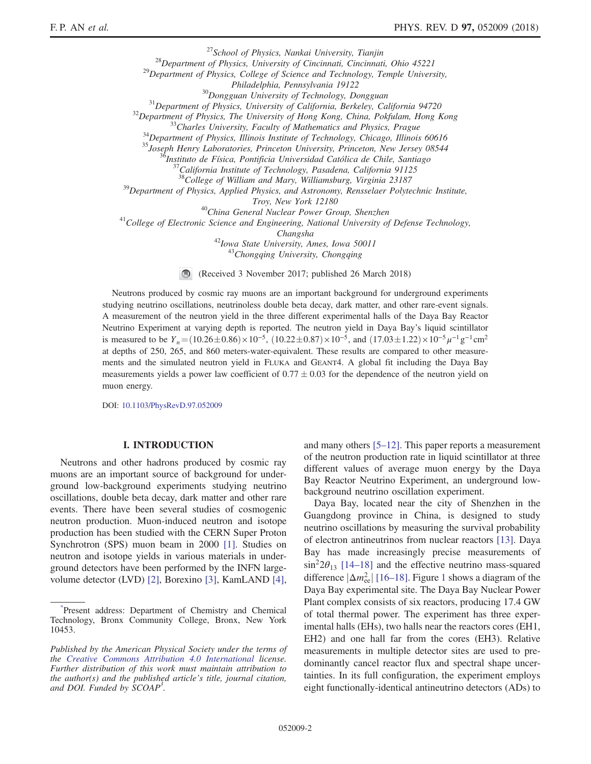[27]School of Physics, Nankai University, Tianjin
[28]Department of Physics, University of Cincinnati, Cincinnati, Ohio 45221
[29]Department of Physics, College of Science and Technology, Temple University, Philadelphia, Pennsylvania 19122
[30]Dongguan University of Technology, Dongguan
[31]Department of Physics, University of California, Berkeley, California 94720
[32]Department of Physics, The University of Hong Kong, China, Pokfulam, Hong Kong
[33]Charles University, Faculty of Mathematics and Physics, Prague
[34]Department of Physics, Illinois Institute of Technology, Chicago, Illinois 60616
[35]Joseph Henry Laboratories, Princeton University, Princeton, New Jersey 08544
[36]Instituto de Física, Pontificia Universidad Católica de Chile, Santiago
[37]California Institute of Technology, Pasadena, California 91125
[38]College of William and Mary, Williamsburg, Virginia 23187
[39]Department of Physics, Applied Physics, and Astronomy, Rensselaer Polytechnic Institute, Troy, New York 12180
[40]China General Nuclear Power Group, Shenzhen
[41]College of Electronic Science and Engineering, National University of Defense Technology, Changsha
[42]Iowa State University, Ames, Iowa 50011
[43]Chongqing University, Chongqing

(Received 3 November 2017; published 26 March 2018)

Neutrons produced by cosmic ray muons are an important background for underground experiments studying neutrino oscillations, neutrinoless double beta decay, dark matter, and other rare-event signals. A measurement of the neutron yield in the three different experimental halls of the Daya Bay Reactor Neutrino Experiment at varying depth is reported. The neutron yield in Daya Bay's liquid scintillator is measured to be $Y_n = (10.26 \pm 0.86) \times 10^{-5}$, $(10.22 \pm 0.87) \times 10^{-5}$, and $(17.03 \pm 1.22) \times 10^{-5}\,\mu^{-1}\,\mathrm{g}^{-1}\,\mathrm{cm}^2$ at depths of 250, 265, and 860 meters-water-equivalent. These results are compared to other measurements and the simulated neutron yield in FLUKA and GEANT4. A global fit including the Daya Bay measurements yields a power law coefficient of $0.77 \pm 0.03$ for the dependence of the neutron yield on muon energy.

DOI: 10.1103/PhysRevD.97.052009

## I. INTRODUCTION

Neutrons and other hadrons produced by cosmic ray muons are an important source of background for underground low-background experiments studying neutrino oscillations, double beta decay, dark matter and other rare events. There have been several studies of cosmogenic neutron production. Muon-induced neutron and isotope production has been studied with the CERN Super Proton Synchrotron (SPS) muon beam in 2000 [1]. Studies on neutron and isotope yields in various materials in underground detectors have been performed by the INFN large-volume detector (LVD) [2], Borexino [3], KamLAND [4], and many others [5–12]. This paper reports a measurement of the neutron production rate in liquid scintillator at three different values of average muon energy by the Daya Bay Reactor Neutrino Experiment, an underground low-background neutrino oscillation experiment.

Daya Bay, located near the city of Shenzhen in the Guangdong province in China, is designed to study neutrino oscillations by measuring the survival probability of electron antineutrinos from nuclear reactors [13]. Daya Bay has made increasingly precise measurements of $\sin^2 2\theta_{13}$ [14–18] and the effective neutrino mass-squared difference $|\Delta m^2_{ee}|$ [16–18]. Figure 1 shows a diagram of the Daya Bay experimental site. The Daya Bay Nuclear Power Plant complex consists of six reactors, producing 17.4 GW of total thermal power. The experiment has three experimental halls (EHs), two halls near the reactors cores (EH1, EH2) and one hall far from the cores (EH3). Relative measurements in multiple detector sites are used to predominantly cancel reactor flux and spectral shape uncertainties. In its full configuration, the experiment employs eight functionally-identical antineutrino detectors (ADs) to

*Present address: Department of Chemistry and Chemical Technology, Bronx Community College, Bronx, New York 10453.

*Published by the American Physical Society under the terms of the Creative Commons Attribution 4.0 International license. Further distribution of this work must maintain attribution to the author(s) and the published article's title, journal citation, and DOI. Funded by SCOAP³.*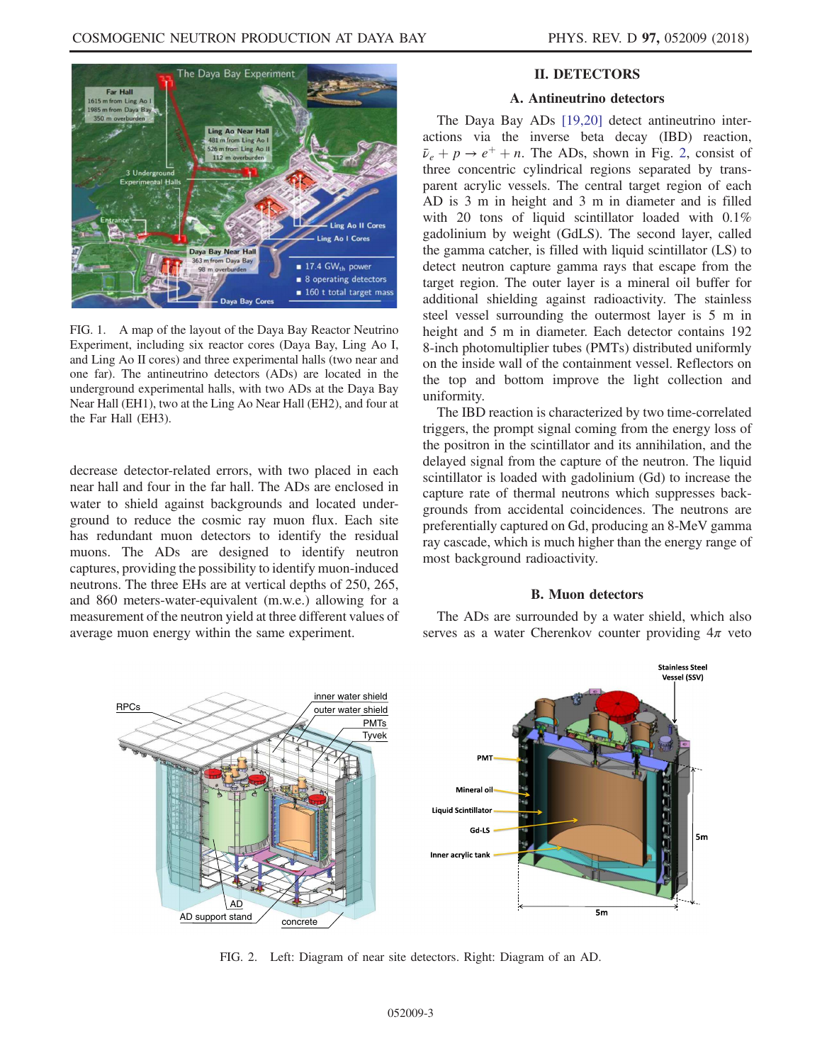FIG. 1. A map of the layout of the Daya Bay Reactor Neutrino Experiment, including six reactor cores (Daya Bay, Ling Ao I, and Ling Ao II cores) and three experimental halls (two near and one far). The antineutrino detectors (ADs) are located in the underground experimental halls, with two ADs at the Daya Bay Near Hall (EH1), two at the Ling Ao Near Hall (EH2), and four at the Far Hall (EH3).

decrease detector-related errors, with two placed in each near hall and four in the far hall. The ADs are enclosed in water to shield against backgrounds and located underground to reduce the cosmic ray muon flux. Each site has redundant muon detectors to identify the residual muons. The ADs are designed to identify neutron captures, providing the possibility to identify muon-induced neutrons. The three EHs are at vertical depths of 250, 265, and 860 meters-water-equivalent (m.w.e.) allowing for a measurement of the neutron yield at three different values of average muon energy within the same experiment.

## II. DETECTORS

### A. Antineutrino detectors

The Daya Bay ADs [19,20] detect antineutrino interactions via the inverse beta decay (IBD) reaction, $\bar{\nu}_e + p \rightarrow e^+ + n$. The ADs, shown in Fig. 2, consist of three concentric cylindrical regions separated by transparent acrylic vessels. The central target region of each AD is 3 m in height and 3 m in diameter and is filled with 20 tons of liquid scintillator loaded with 0.1% gadolinium by weight (GdLS). The second layer, called the gamma catcher, is filled with liquid scintillator (LS) to detect neutron capture gamma rays that escape from the target region. The outer layer is a mineral oil buffer for additional shielding against radioactivity. The stainless steel vessel surrounding the outermost layer is 5 m in height and 5 m in diameter. Each detector contains 192 8-inch photomultiplier tubes (PMTs) distributed uniformly on the inside wall of the containment vessel. Reflectors on the top and bottom improve the light collection and uniformity.

The IBD reaction is characterized by two time-correlated triggers, the prompt signal coming from the energy loss of the positron in the scintillator and its annihilation, and the delayed signal from the capture of the neutron. The liquid scintillator is loaded with gadolinium (Gd) to increase the capture rate of thermal neutrons which suppresses backgrounds from accidental coincidences. The neutrons are preferentially captured on Gd, producing an 8-MeV gamma ray cascade, which is much higher than the energy range of most background radioactivity.

### B. Muon detectors

The ADs are surrounded by a water shield, which also serves as a water Cherenkov counter providing $4\pi$ veto

FIG. 2. Left: Diagram of near site detectors. Right: Diagram of an AD.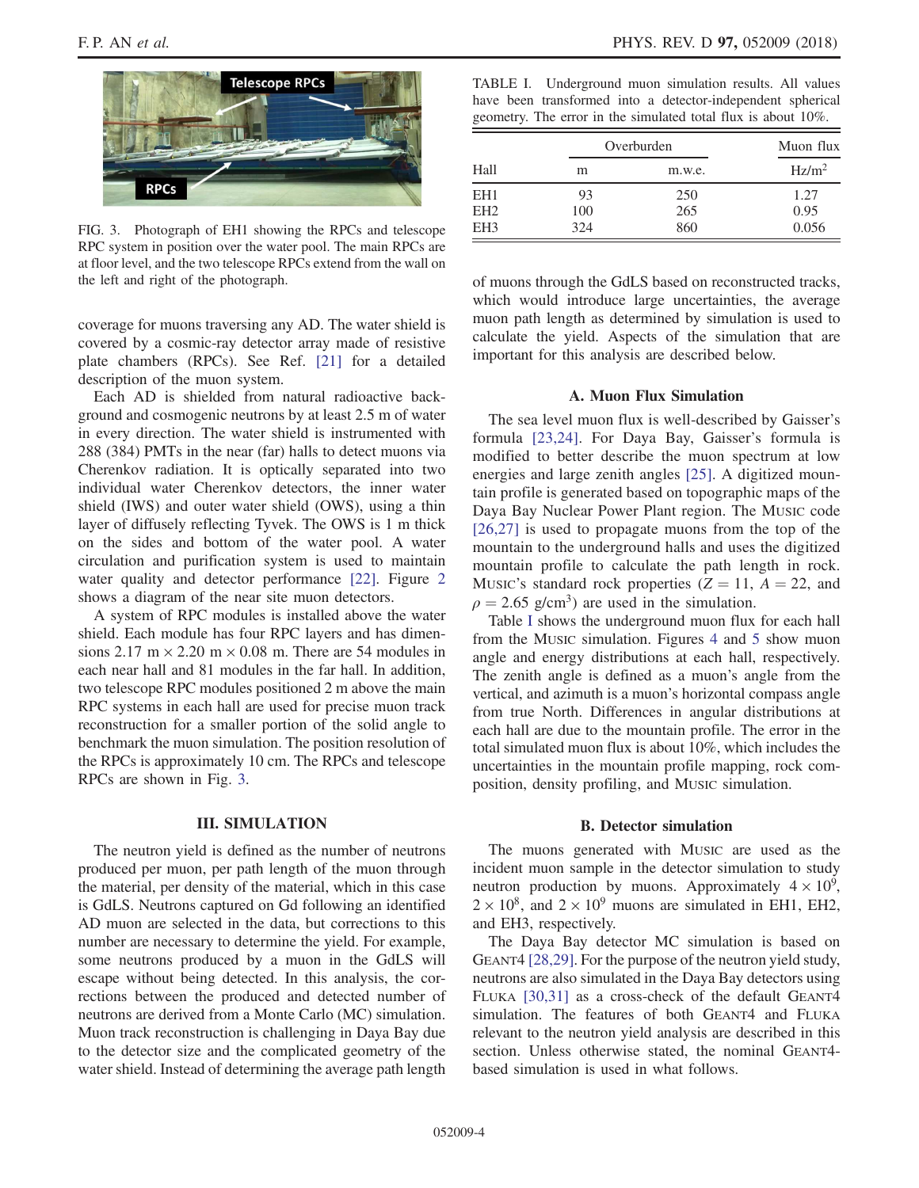FIG. 3. Photograph of EH1 showing the RPCs and telescope RPC system in position over the water pool. The main RPCs are at floor level, and the two telescope RPCs extend from the wall on the left and right of the photograph.

coverage for muons traversing any AD. The water shield is covered by a cosmic-ray detector array made of resistive plate chambers (RPCs). See Ref. [21] for a detailed description of the muon system.

Each AD is shielded from natural radioactive background and cosmogenic neutrons by at least 2.5 m of water in every direction. The water shield is instrumented with 288 (384) PMTs in the near (far) halls to detect muons via Cherenkov radiation. It is optically separated into two individual water Cherenkov detectors, the inner water shield (IWS) and outer water shield (OWS), using a thin layer of diffusely reflecting Tyvek. The OWS is 1 m thick on the sides and bottom of the water pool. A water circulation and purification system is used to maintain water quality and detector performance [22]. Figure 2 shows a diagram of the near site muon detectors.

A system of RPC modules is installed above the water shield. Each module has four RPC layers and has dimensions 2.17 m × 2.20 m × 0.08 m. There are 54 modules in each near hall and 81 modules in the far hall. In addition, two telescope RPC modules positioned 2 m above the main RPC systems in each hall are used for precise muon track reconstruction for a smaller portion of the solid angle to benchmark the muon simulation. The position resolution of the RPCs is approximately 10 cm. The RPCs and telescope RPCs are shown in Fig. 3.

## III. SIMULATION

The neutron yield is defined as the number of neutrons produced per muon, per path length of the muon through the material, per density of the material, which in this case is GdLS. Neutrons captured on Gd following an identified AD muon are selected in the data, but corrections to this number are necessary to determine the yield. For example, some neutrons produced by a muon in the GdLS will escape without being detected. In this analysis, the corrections between the produced and detected number of neutrons are derived from a Monte Carlo (MC) simulation. Muon track reconstruction is challenging in Daya Bay due to the detector size and the complicated geometry of the water shield. Instead of determining the average path length of muons through the GdLS based on reconstructed tracks, which would introduce large uncertainties, the average muon path length as determined by simulation is used to calculate the yield. Aspects of the simulation that are important for this analysis are described below.

TABLE I. Underground muon simulation results. All values have been transformed into a detector-independent spherical geometry. The error in the simulated total flux is about 10%.

| | Overburden | | Muon flux |
|---|---|---|---|
| Hall | m | m.w.e. | Hz/m$^2$ |
| EH1 | 93 | 250 | 1.27 |
| EH2 | 100 | 265 | 0.95 |
| EH3 | 324 | 860 | 0.056 |

### A. Muon Flux Simulation

The sea level muon flux is well-described by Gaisser's formula [23,24]. For Daya Bay, Gaisser's formula is modified to better describe the muon spectrum at low energies and large zenith angles [25]. A digitized mountain profile is generated based on topographic maps of the Daya Bay Nuclear Power Plant region. The MUSIC code [26,27] is used to propagate muons from the top of the mountain to the underground halls and uses the digitized mountain profile to calculate the path length in rock. MUSIC's standard rock properties ($Z = 11$, $A = 22$, and $\rho = 2.65$ g/cm$^3$) are used in the simulation.

Table I shows the underground muon flux for each hall from the MUSIC simulation. Figures 4 and 5 show muon angle and energy distributions at each hall, respectively. The zenith angle is defined as a muon's angle from the vertical, and azimuth is a muon's horizontal compass angle from true North. Differences in angular distributions at each hall are due to the mountain profile. The error in the total simulated muon flux is about 10%, which includes the uncertainties in the mountain profile mapping, rock composition, density profiling, and MUSIC simulation.

### B. Detector simulation

The muons generated with MUSIC are used as the incident muon sample in the detector simulation to study neutron production by muons. Approximately $4 \times 10^9$, $2 \times 10^8$, and $2 \times 10^9$ muons are simulated in EH1, EH2, and EH3, respectively.

The Daya Bay detector MC simulation is based on GEANT4 [28,29]. For the purpose of the neutron yield study, neutrons are also simulated in the Daya Bay detectors using FLUKA [30,31] as a cross-check of the default GEANT4 simulation. The features of both GEANT4 and FLUKA relevant to the neutron yield analysis are described in this section. Unless otherwise stated, the nominal GEANT4-based simulation is used in what follows.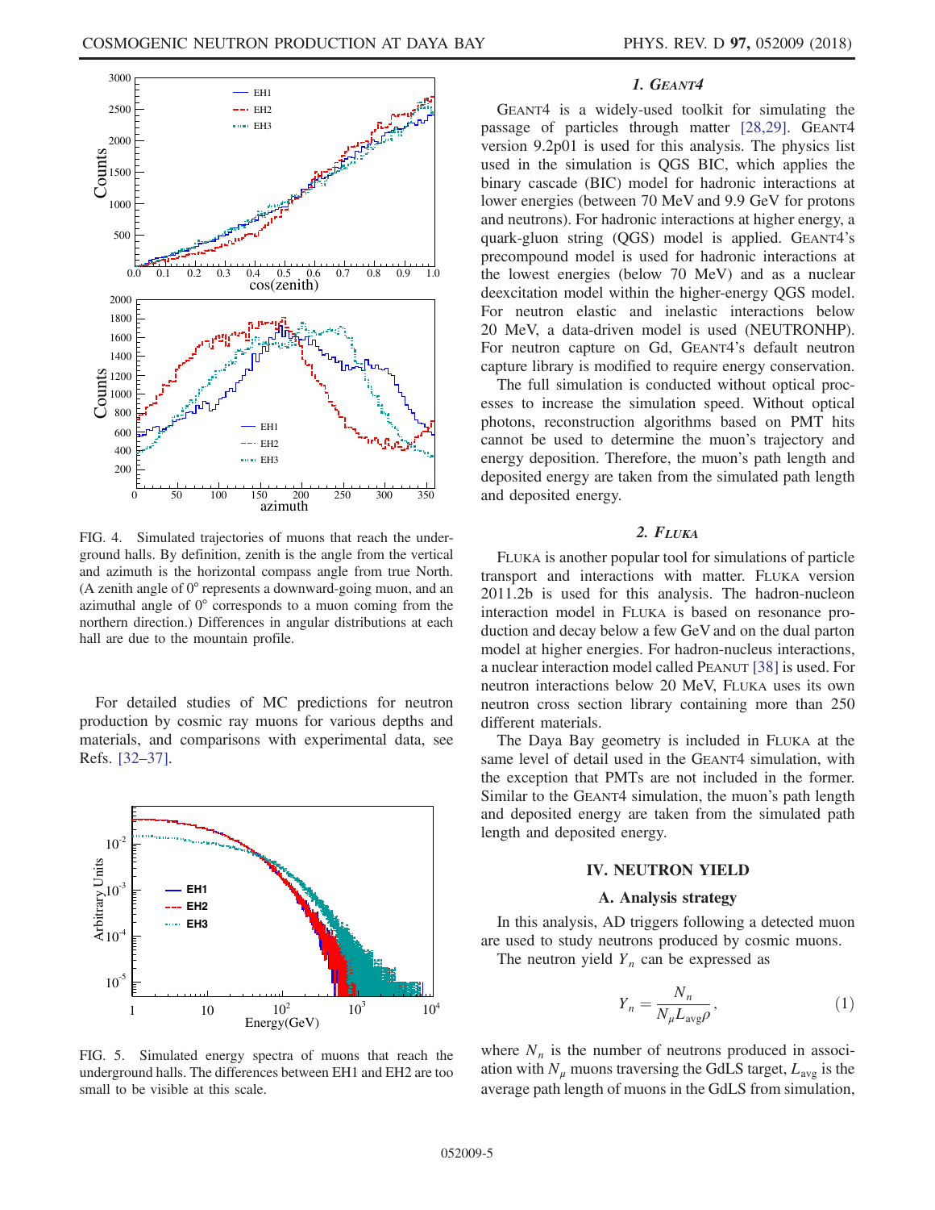FIG. 4. Simulated trajectories of muons that reach the underground halls. By definition, zenith is the angle from the vertical and azimuth is the horizontal compass angle from true North. (A zenith angle of 0° represents a downward-going muon, and an azimuthal angle of 0° corresponds to a muon coming from the northern direction.) Differences in angular distributions at each hall are due to the mountain profile.

For detailed studies of MC predictions for neutron production by cosmic ray muons for various depths and materials, and comparisons with experimental data, see Refs. [32–37].

FIG. 5. Simulated energy spectra of muons that reach the underground halls. The differences between EH1 and EH2 are too small to be visible at this scale.

### 1. GEANT4

GEANT4 is a widely-used toolkit for simulating the passage of particles through matter [28,29]. GEANT4 version 9.2p01 is used for this analysis. The physics list used in the simulation is QGS BIC, which applies the binary cascade (BIC) model for hadronic interactions at lower energies (between 70 MeV and 9.9 GeV for protons and neutrons). For hadronic interactions at higher energy, a quark-gluon string (QGS) model is applied. GEANT4's precompound model is used for hadronic interactions at the lowest energies (below 70 MeV) and as a nuclear deexcitation model within the higher-energy QGS model. For neutron elastic and inelastic interactions below 20 MeV, a data-driven model is used (NEUTRONHP). For neutron capture on Gd, GEANT4's default neutron capture library is modified to require energy conservation.

The full simulation is conducted without optical processes to increase the simulation speed. Without optical photons, reconstruction algorithms based on PMT hits cannot be used to determine the muon's trajectory and energy deposition. Therefore, the muon's path length and deposited energy are taken from the simulated path length and deposited energy.

### 2. FLUKA

FLUKA is another popular tool for simulations of particle transport and interactions with matter. FLUKA version 2011.2b is used for this analysis. The hadron-nucleon interaction model in FLUKA is based on resonance production and decay below a few GeV and on the dual parton model at higher energies. For hadron-nucleus interactions, a nuclear interaction model called PEANUT [38] is used. For neutron interactions below 20 MeV, FLUKA uses its own neutron cross section library containing more than 250 different materials.

The Daya Bay geometry is included in FLUKA at the same level of detail used in the GEANT4 simulation, with the exception that PMTs are not included in the former. Similar to the GEANT4 simulation, the muon's path length and deposited energy are taken from the simulated path length and deposited energy.

## IV. NEUTRON YIELD

### A. Analysis strategy

In this analysis, AD triggers following a detected muon are used to study neutrons produced by cosmic muons.

The neutron yield $Y_n$ can be expressed as

$$Y_n = \frac{N_n}{N_\mu L_{\mathrm{avg}} \rho}, \qquad (1)$$

where $N_n$ is the number of neutrons produced in association with $N_\mu$ muons traversing the GdLS target, $L_{\mathrm{avg}}$ is the average path length of muons in the GdLS from simulation,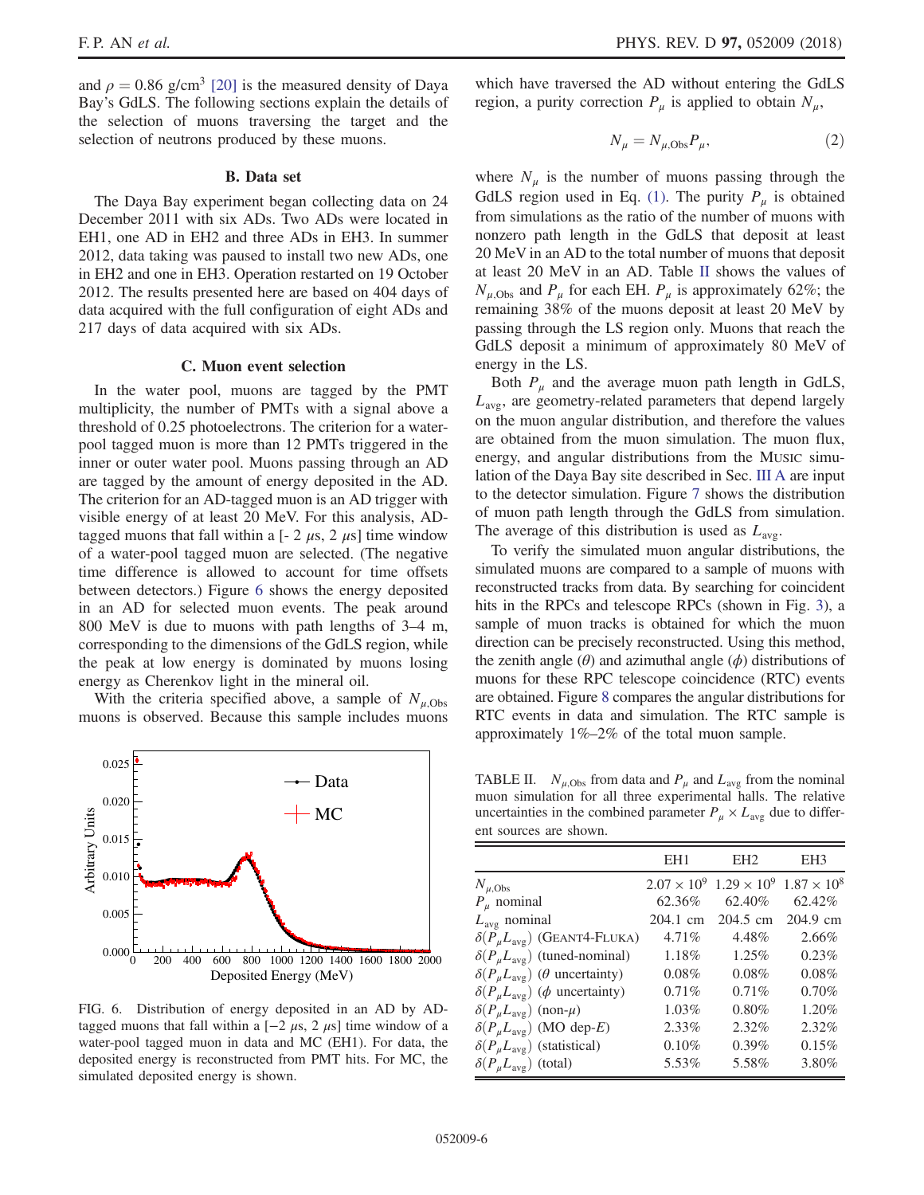and $\rho = 0.86$ g/cm$^3$ [20] is the measured density of Daya Bay's GdLS. The following sections explain the details of the selection of muons traversing the target and the selection of neutrons produced by these muons.

### B. Data set

The Daya Bay experiment began collecting data on 24 December 2011 with six ADs. Two ADs were located in EH1, one AD in EH2 and three ADs in EH3. In summer 2012, data taking was paused to install two new ADs, one in EH2 and one in EH3. Operation restarted on 19 October 2012. The results presented here are based on 404 days of data acquired with the full configuration of eight ADs and 217 days of data acquired with six ADs.

### C. Muon event selection

In the water pool, muons are tagged by the PMT multiplicity, the number of PMTs with a signal above a threshold of 0.25 photoelectrons. The criterion for a water-pool tagged muon is more than 12 PMTs triggered in the inner or outer water pool. Muons passing through an AD are tagged by the amount of energy deposited in the AD. The criterion for an AD-tagged muon is an AD trigger with visible energy of at least 20 MeV. For this analysis, AD-tagged muons that fall within a [- 2 $\mu$s, 2 $\mu$s] time window of a water-pool tagged muon are selected. (The negative time difference is allowed to account for time offsets between detectors.) Figure 6 shows the energy deposited in an AD for selected muon events. The peak around 800 MeV is due to muons with path lengths of 3–4 m, corresponding to the dimensions of the GdLS region, while the peak at low energy is dominated by muons losing energy as Cherenkov light in the mineral oil.

With the criteria specified above, a sample of $N_{\mu,\mathrm{Obs}}$ muons is observed. Because this sample includes muons which have traversed the AD without entering the GdLS region, a purity correction $P_\mu$ is applied to obtain $N_\mu$,

$$N_\mu = N_{\mu,\mathrm{Obs}} P_\mu, \tag{2}$$

where $N_\mu$ is the number of muons passing through the GdLS region used in Eq. (1). The purity $P_\mu$ is obtained from simulations as the ratio of the number of muons with nonzero path length in the GdLS that deposit at least 20 MeV in an AD to the total number of muons that deposit at least 20 MeV in an AD. Table II shows the values of $N_{\mu,\mathrm{Obs}}$ and $P_\mu$ for each EH. $P_\mu$ is approximately 62%; the remaining 38% of the muons deposit at least 20 MeV by passing through the LS region only. Muons that reach the GdLS deposit a minimum of approximately 80 MeV of energy in the LS.

Both $P_\mu$ and the average muon path length in GdLS, $L_{\mathrm{avg}}$, are geometry-related parameters that depend largely on the muon angular distribution, and therefore the values are obtained from the muon simulation. The muon flux, energy, and angular distributions from the MUSIC simulation of the Daya Bay site described in Sec. III A are input to the detector simulation. Figure 7 shows the distribution of muon path length through the GdLS from simulation. The average of this distribution is used as $L_{\mathrm{avg}}$.

To verify the simulated muon angular distributions, the simulated muons are compared to a sample of muons with reconstructed tracks from data. By searching for coincident hits in the RPCs and telescope RPCs (shown in Fig. 3), a sample of muon tracks is obtained for which the muon direction can be precisely reconstructed. Using this method, the zenith angle ($\theta$) and azimuthal angle ($\phi$) distributions of muons for these RPC telescope coincidence (RTC) events are obtained. Figure 8 compares the angular distributions for RTC events in data and simulation. The RTC sample is approximately 1%–2% of the total muon sample.

FIG. 6. Distribution of energy deposited in an AD by AD-tagged muons that fall within a [$-2$ $\mu$s, 2 $\mu$s] time window of a water-pool tagged muon in data and MC (EH1). For data, the deposited energy is reconstructed from PMT hits. For MC, the simulated deposited energy is shown.

TABLE II. $N_{\mu,\mathrm{Obs}}$ from data and $P_\mu$ and $L_{\mathrm{avg}}$ from the nominal muon simulation for all three experimental halls. The relative uncertainties in the combined parameter $P_\mu \times L_{\mathrm{avg}}$ due to different sources are shown.

| | EH1 | EH2 | EH3 |
|---|---|---|---|
| $N_{\mu,\mathrm{Obs}}$ | $2.07 \times 10^9$ | $1.29 \times 10^9$ | $1.87 \times 10^8$ |
| $P_\mu$ nominal | 62.36% | 62.40% | 62.42% |
| $L_{\mathrm{avg}}$ nominal | 204.1 cm | 204.5 cm | 204.9 cm |
| $\delta(P_\mu L_{\mathrm{avg}})$ (GEANT4-FLUKA) | 4.71% | 4.48% | 2.66% |
| $\delta(P_\mu L_{\mathrm{avg}})$ (tuned-nominal) | 1.18% | 1.25% | 0.23% |
| $\delta(P_\mu L_{\mathrm{avg}})$ ($\theta$ uncertainty) | 0.08% | 0.08% | 0.08% |
| $\delta(P_\mu L_{\mathrm{avg}})$ ($\phi$ uncertainty) | 0.71% | 0.71% | 0.70% |
| $\delta(P_\mu L_{\mathrm{avg}})$ (non-$\mu$) | 1.03% | 0.80% | 1.20% |
| $\delta(P_\mu L_{\mathrm{avg}})$ (MO dep-$E$) | 2.33% | 2.32% | 2.32% |
| $\delta(P_\mu L_{\mathrm{avg}})$ (statistical) | 0.10% | 0.39% | 0.15% |
| $\delta(P_\mu L_{\mathrm{avg}})$ (total) | 5.53% | 5.58% | 3.80% |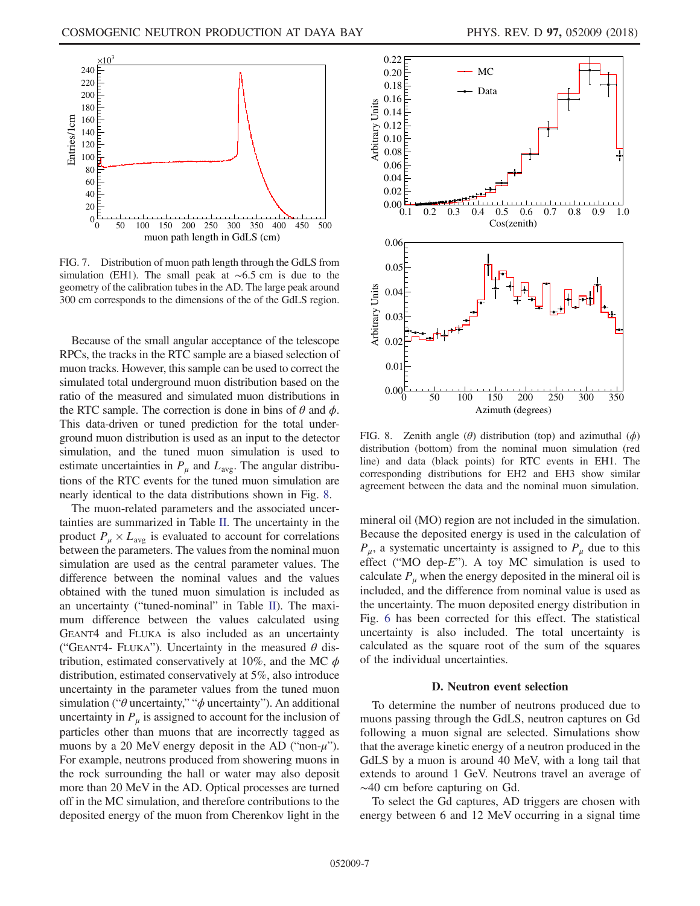FIG. 7. Distribution of muon path length through the GdLS from simulation (EH1). The small peak at ∼6.5 cm is due to the geometry of the calibration tubes in the AD. The large peak around 300 cm corresponds to the dimensions of the of the GdLS region.

Because of the small angular acceptance of the telescope RPCs, the tracks in the RTC sample are a biased selection of muon tracks. However, this sample can be used to correct the simulated total underground muon distribution based on the ratio of the measured and simulated muon distributions in the RTC sample. The correction is done in bins of $\theta$ and $\phi$. This data-driven or tuned prediction for the total underground muon distribution is used as an input to the detector simulation, and the tuned muon simulation is used to estimate uncertainties in $P_\mu$ and $L_{\rm avg}$. The angular distributions of the RTC events for the tuned muon simulation are nearly identical to the data distributions shown in Fig. 8.

The muon-related parameters and the associated uncertainties are summarized in Table II. The uncertainty in the product $P_\mu \times L_{\rm avg}$ is evaluated to account for correlations between the parameters. The values from the nominal muon simulation are used as the central parameter values. The difference between the nominal values and the values obtained with the tuned muon simulation is included as an uncertainty ("tuned-nominal" in Table II). The maximum difference between the values calculated using GEANT4 and FLUKA is also included as an uncertainty ("GEANT4- FLUKA"). Uncertainty in the measured $\theta$ distribution, estimated conservatively at 10%, and the MC $\phi$ distribution, estimated conservatively at 5%, also introduce uncertainty in the parameter values from the tuned muon simulation ("$\theta$ uncertainty," "$\phi$ uncertainty"). An additional uncertainty in $P_\mu$ is assigned to account for the inclusion of particles other than muons that are incorrectly tagged as muons by a 20 MeV energy deposit in the AD ("non-$\mu$"). For example, neutrons produced from showering muons in the rock surrounding the hall or water may also deposit more than 20 MeV in the AD. Optical processes are turned off in the MC simulation, and therefore contributions to the deposited energy of the muon from Cherenkov light in the

FIG. 8. Zenith angle ($\theta$) distribution (top) and azimuthal ($\phi$) distribution (bottom) from the nominal muon simulation (red line) and data (black points) for RTC events in EH1. The corresponding distributions for EH2 and EH3 show similar agreement between the data and the nominal muon simulation.

mineral oil (MO) region are not included in the simulation. Because the deposited energy is used in the calculation of $P_\mu$, a systematic uncertainty is assigned to $P_\mu$ due to this effect ("MO dep-$E$"). A toy MC simulation is used to calculate $P_\mu$ when the energy deposited in the mineral oil is included, and the difference from nominal value is used as the uncertainty. The muon deposited energy distribution in Fig. 6 has been corrected for this effect. The statistical uncertainty is also included. The total uncertainty is calculated as the square root of the sum of the squares of the individual uncertainties.

### D. Neutron event selection

To determine the number of neutrons produced due to muons passing through the GdLS, neutron captures on Gd following a muon signal are selected. Simulations show that the average kinetic energy of a neutron produced in the GdLS by a muon is around 40 MeV, with a long tail that extends to around 1 GeV. Neutrons travel an average of ∼40 cm before capturing on Gd.

To select the Gd captures, AD triggers are chosen with energy between 6 and 12 MeV occurring in a signal time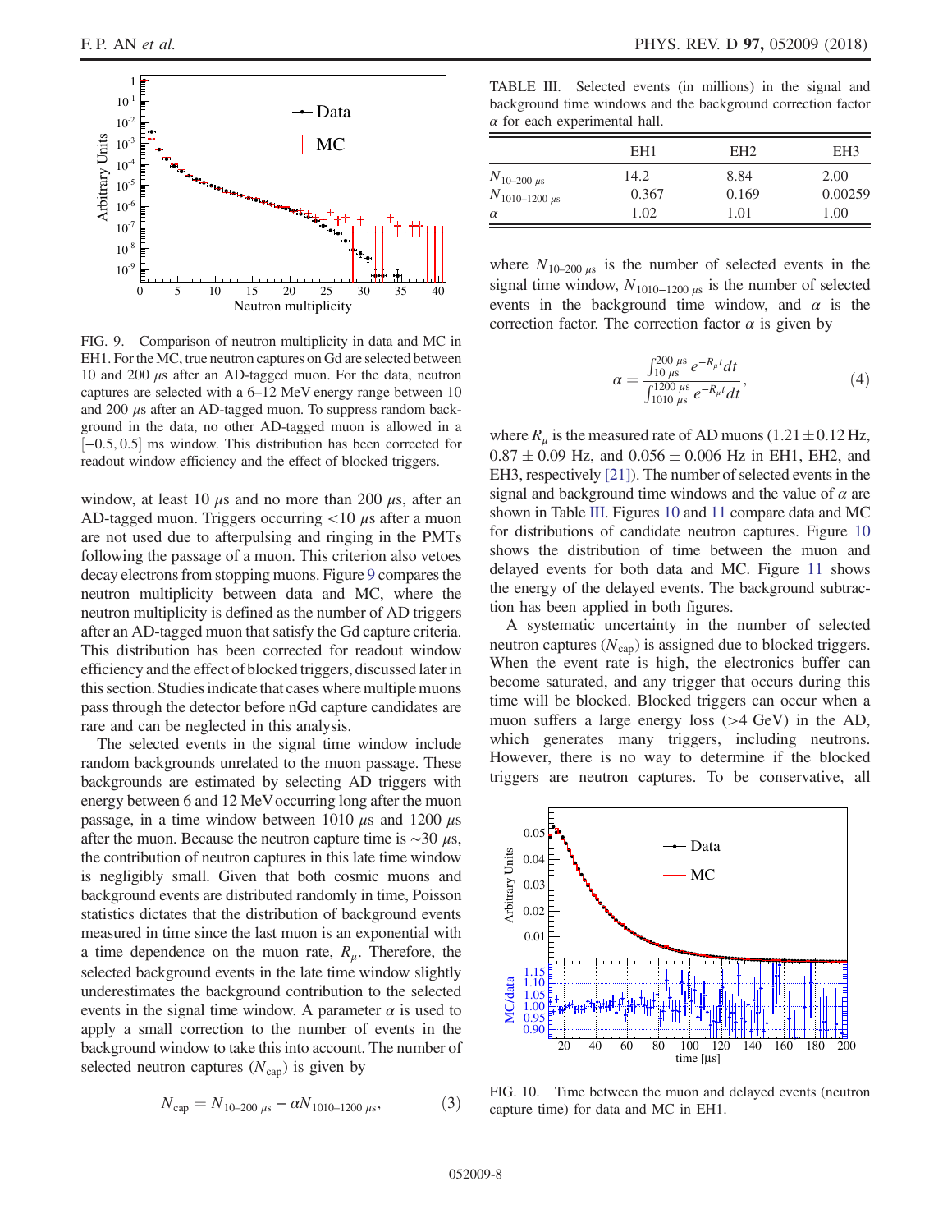FIG. 9. Comparison of neutron multiplicity in data and MC in EH1. For the MC, true neutron captures on Gd are selected between 10 and 200 $\mu$s after an AD-tagged muon. For the data, neutron captures are selected with a 6–12 MeV energy range between 10 and 200 $\mu$s after an AD-tagged muon. To suppress random background in the data, no other AD-tagged muon is allowed in a $[-0.5, 0.5]$ ms window. This distribution has been corrected for readout window efficiency and the effect of blocked triggers.

window, at least 10 $\mu$s and no more than 200 $\mu$s, after an AD-tagged muon. Triggers occurring <10 $\mu$s after a muon are not used due to afterpulsing and ringing in the PMTs following the passage of a muon. This criterion also vetoes decay electrons from stopping muons. Figure 9 compares the neutron multiplicity between data and MC, where the neutron multiplicity is defined as the number of AD triggers after an AD-tagged muon that satisfy the Gd capture criteria. This distribution has been corrected for readout window efficiency and the effect of blocked triggers, discussed later in this section. Studies indicate that cases where multiple muons pass through the detector before nGd capture candidates are rare and can be neglected in this analysis.

The selected events in the signal time window include random backgrounds unrelated to the muon passage. These backgrounds are estimated by selecting AD triggers with energy between 6 and 12 MeV occurring long after the muon passage, in a time window between 1010 $\mu$s and 1200 $\mu$s after the muon. Because the neutron capture time is $\sim$30 $\mu$s, the contribution of neutron captures in this late time window is negligibly small. Given that both cosmic muons and background events are distributed randomly in time, Poisson statistics dictates that the distribution of background events measured in time since the last muon is an exponential with a time dependence on the muon rate, $R_\mu$. Therefore, the selected background events in the late time window slightly underestimates the background contribution to the selected events in the signal time window. A parameter $\alpha$ is used to apply a small correction to the number of events in the background window to take this into account. The number of selected neutron captures ($N_{\text{cap}}$) is given by

$$N_{\text{cap}} = N_{10\text{–}200\ \mu\text{s}} - \alpha N_{1010\text{–}1200\ \mu\text{s}}, \tag{3}$$

TABLE III. Selected events (in millions) in the signal and background time windows and the background correction factor $\alpha$ for each experimental hall.

| | EH1 | EH2 | EH3 |
|---|---|---|---|
| $N_{10\text{–}200\ \mu\text{s}}$ | 14.2 | 8.84 | 2.00 |
| $N_{1010\text{–}1200\ \mu\text{s}}$ | 0.367 | 0.169 | 0.00259 |
| $\alpha$ | 1.02 | 1.01 | 1.00 |

where $N_{10\text{–}200\ \mu\text{s}}$ is the number of selected events in the signal time window, $N_{1010\text{–}1200\ \mu\text{s}}$ is the number of selected events in the background time window, and $\alpha$ is the correction factor. The correction factor $\alpha$ is given by

$$\alpha = \frac{\int_{10\ \mu\text{s}}^{200\ \mu\text{s}} e^{-R_\mu t} dt}{\int_{1010\ \mu\text{s}}^{1200\ \mu\text{s}} e^{-R_\mu t} dt}, \tag{4}$$

where $R_\mu$ is the measured rate of AD muons ($1.21 \pm 0.12$ Hz, $0.87 \pm 0.09$ Hz, and $0.056 \pm 0.006$ Hz in EH1, EH2, and EH3, respectively [21]). The number of selected events in the signal and background time windows and the value of $\alpha$ are shown in Table III. Figures 10 and 11 compare data and MC for distributions of candidate neutron captures. Figure 10 shows the distribution of time between the muon and delayed events for both data and MC. Figure 11 shows the energy of the delayed events. The background subtraction has been applied in both figures.

A systematic uncertainty in the number of selected neutron captures ($N_{\text{cap}}$) is assigned due to blocked triggers. When the event rate is high, the electronics buffer can become saturated, and any trigger that occurs during this time will be blocked. Blocked triggers can occur when a muon suffers a large energy loss (>4 GeV) in the AD, which generates many triggers, including neutrons. However, there is no way to determine if the blocked triggers are neutron captures. To be conservative, all

FIG. 10. Time between the muon and delayed events (neutron capture time) for data and MC in EH1.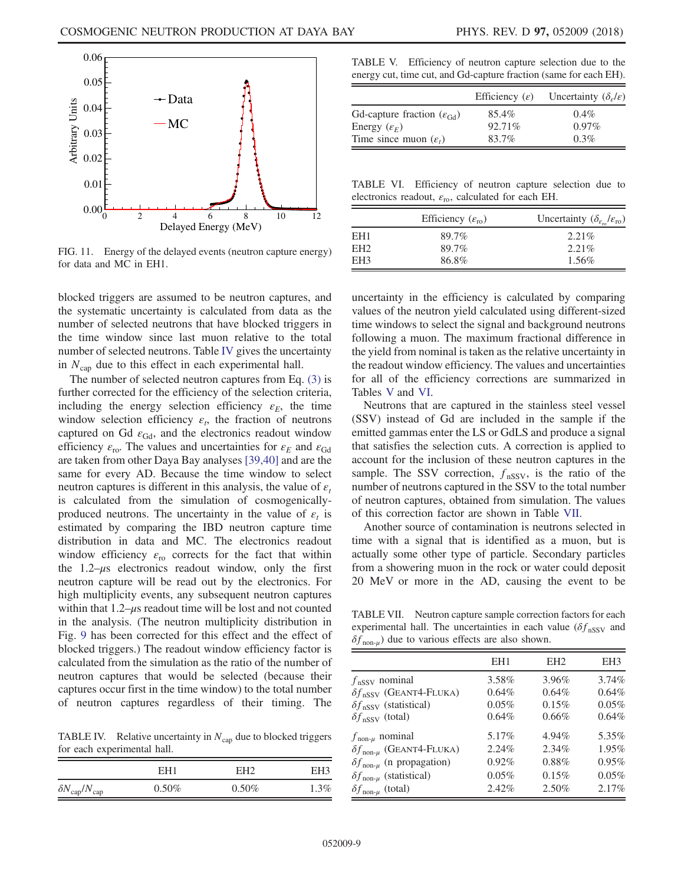FIG. 11. Energy of the delayed events (neutron capture energy) for data and MC in EH1.

blocked triggers are assumed to be neutron captures, and the systematic uncertainty is calculated from data as the number of selected neutrons that have blocked triggers in the time window since last muon relative to the total number of selected neutrons. Table IV gives the uncertainty in $N_{\text{cap}}$ due to this effect in each experimental hall.

The number of selected neutron captures from Eq. (3) is further corrected for the efficiency of the selection criteria, including the energy selection efficiency $\varepsilon_E$, the time window selection efficiency $\varepsilon_t$, the fraction of neutrons captured on Gd $\varepsilon_{\text{Gd}}$, and the electronics readout window efficiency $\varepsilon_{\text{ro}}$. The values and uncertainties for $\varepsilon_E$ and $\varepsilon_{\text{Gd}}$ are taken from other Daya Bay analyses [39,40] and are the same for every AD. Because the time window to select neutron captures is different in this analysis, the value of $\varepsilon_t$ is calculated from the simulation of cosmogenically-produced neutrons. The uncertainty in the value of $\varepsilon_t$ is estimated by comparing the IBD neutron capture time distribution in data and MC. The electronics readout window efficiency $\varepsilon_{\text{ro}}$ corrects for the fact that within the 1.2–$\mu$s electronics readout window, only the first neutron capture will be read out by the electronics. For high multiplicity events, any subsequent neutron captures within that 1.2–$\mu$s readout time will be lost and not counted in the analysis. (The neutron multiplicity distribution in Fig. 9 has been corrected for this effect and the effect of blocked triggers.) The readout window efficiency factor is calculated from the simulation as the ratio of the number of neutron captures that would be selected (because their captures occur first in the time window) to the total number of neutron captures regardless of their timing. The uncertainty in the efficiency is calculated by comparing values of the neutron yield calculated using different-sized time windows to select the signal and background neutrons following a muon. The maximum fractional difference in the yield from nominal is taken as the relative uncertainty in the readout window efficiency. The values and uncertainties for all of the efficiency corrections are summarized in Tables V and VI.

TABLE IV. Relative uncertainty in $N_{\text{cap}}$ due to blocked triggers for each experimental hall.

| | EH1 | EH2 | EH3 |
|---|---|---|---|
| $\delta N_{\text{cap}}/N_{\text{cap}}$ | 0.50% | 0.50% | 1.3% |

TABLE V. Efficiency of neutron capture selection due to the energy cut, time cut, and Gd-capture fraction (same for each EH).

| | Efficiency ($\varepsilon$) | Uncertainty ($\delta_\varepsilon/\varepsilon$) |
|---|---|---|
| Gd-capture fraction ($\varepsilon_{\text{Gd}}$) | 85.4% | 0.4% |
| Energy ($\varepsilon_E$) | 92.71% | 0.97% |
| Time since muon ($\varepsilon_t$) | 83.7% | 0.3% |

TABLE VI. Efficiency of neutron capture selection due to electronics readout, $\varepsilon_{\text{ro}}$, calculated for each EH.

| | Efficiency ($\varepsilon_{\text{ro}}$) | Uncertainty ($\delta_{\varepsilon_{\text{ro}}}/\varepsilon_{\text{ro}}$) |
|---|---|---|
| EH1 | 89.7% | 2.21% |
| EH2 | 89.7% | 2.21% |
| EH3 | 86.8% | 1.56% |

Neutrons that are captured in the stainless steel vessel (SSV) instead of Gd are included in the sample if the emitted gammas enter the LS or GdLS and produce a signal that satisfies the selection cuts. A correction is applied to account for the inclusion of these neutron captures in the sample. The SSV correction, $f_{\text{nSSV}}$, is the ratio of the number of neutrons captured in the SSV to the total number of neutron captures, obtained from simulation. The values of this correction factor are shown in Table VII.

Another source of contamination is neutrons selected in time with a signal that is identified as a muon, but is actually some other type of particle. Secondary particles from a showering muon in the rock or water could deposit 20 MeV or more in the AD, causing the event to be

TABLE VII. Neutron capture sample correction factors for each experimental hall. The uncertainties in each value ($\delta f_{\text{nSSV}}$ and $\delta f_{\text{non-}\mu}$) due to various effects are also shown.

| | EH1 | EH2 | EH3 |
|---|---|---|---|
| $f_{\text{nSSV}}$ nominal | 3.58% | 3.96% | 3.74% |
| $\delta f_{\text{nSSV}}$ (GEANT4-FLUKA) | 0.64% | 0.64% | 0.64% |
| $\delta f_{\text{nSSV}}$ (statistical) | 0.05% | 0.15% | 0.05% |
| $\delta f_{\text{nSSV}}$ (total) | 0.64% | 0.66% | 0.64% |
| $f_{\text{non-}\mu}$ nominal | 5.17% | 4.94% | 5.35% |
| $\delta f_{\text{non-}\mu}$ (GEANT4-FLUKA) | 2.24% | 2.34% | 1.95% |
| $\delta f_{\text{non-}\mu}$ (n propagation) | 0.92% | 0.88% | 0.95% |
| $\delta f_{\text{non-}\mu}$ (statistical) | 0.05% | 0.15% | 0.05% |
| $\delta f_{\text{non-}\mu}$ (total) | 2.42% | 2.50% | 2.17% |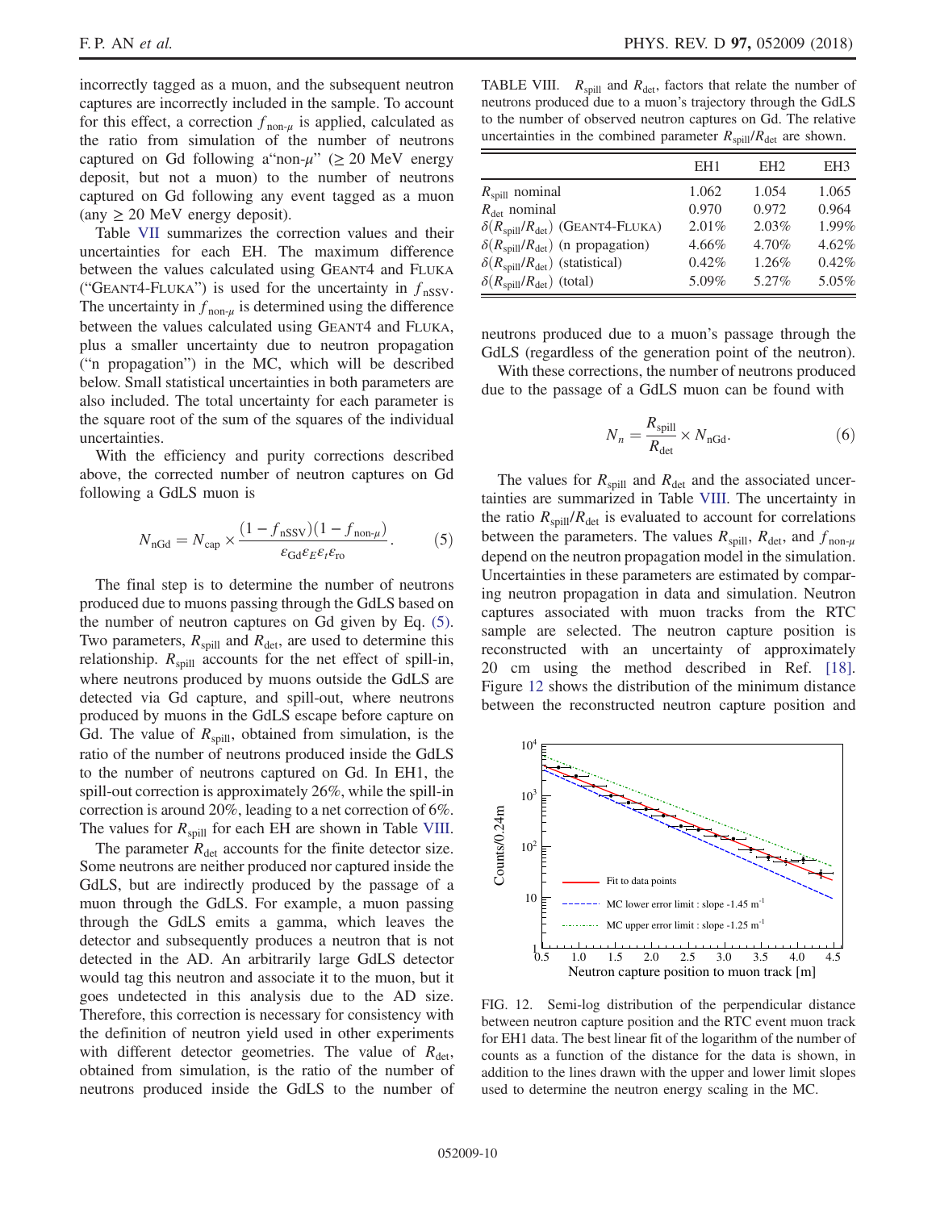incorrectly tagged as a muon, and the subsequent neutron captures are incorrectly included in the sample. To account for this effect, a correction $f_{\text{non-}\mu}$ is applied, calculated as the ratio from simulation of the number of neutrons captured on Gd following a"non-$\mu$" ($\geq 20$ MeV energy deposit, but not a muon) to the number of neutrons captured on Gd following any event tagged as a muon (any $\geq 20$ MeV energy deposit).

Table VII summarizes the correction values and their uncertainties for each EH. The maximum difference between the values calculated using GEANT4 and FLUKA ("GEANT4-FLUKA") is used for the uncertainty in $f_{\text{nSSV}}$. The uncertainty in $f_{\text{non-}\mu}$ is determined using the difference between the values calculated using GEANT4 and FLUKA, plus a smaller uncertainty due to neutron propagation ("n propagation") in the MC, which will be described below. Small statistical uncertainties in both parameters are also included. The total uncertainty for each parameter is the square root of the sum of the squares of the individual uncertainties.

With the efficiency and purity corrections described above, the corrected number of neutron captures on Gd following a GdLS muon is

$$N_{\text{nGd}} = N_{\text{cap}} \times \frac{(1 - f_{\text{nSSV}})(1 - f_{\text{non-}\mu})}{\varepsilon_{\text{Gd}} \varepsilon_E \varepsilon_t \varepsilon_{\text{ro}}}. \quad (5)$$

The final step is to determine the number of neutrons produced due to muons passing through the GdLS based on the number of neutron captures on Gd given by Eq. (5). Two parameters, $R_{\text{spill}}$ and $R_{\text{det}}$, are used to determine this relationship. $R_{\text{spill}}$ accounts for the net effect of spill-in, where neutrons produced by muons outside the GdLS are detected via Gd capture, and spill-out, where neutrons produced by muons in the GdLS escape before capture on Gd. The value of $R_{\text{spill}}$, obtained from simulation, is the ratio of the number of neutrons produced inside the GdLS to the number of neutrons captured on Gd. In EH1, the spill-out correction is approximately 26%, while the spill-in correction is around 20%, leading to a net correction of 6%. The values for $R_{\text{spill}}$ for each EH are shown in Table VIII.

The parameter $R_{\text{det}}$ accounts for the finite detector size. Some neutrons are neither produced nor captured inside the GdLS, but are indirectly produced by the passage of a muon through the GdLS. For example, a muon passing through the GdLS emits a gamma, which leaves the detector and subsequently produces a neutron that is not detected in the AD. An arbitrarily large GdLS detector would tag this neutron and associate it to the muon, but it goes undetected in this analysis due to the AD size. Therefore, this correction is necessary for consistency with the definition of neutron yield used in other experiments with different detector geometries. The value of $R_{\text{det}}$, obtained from simulation, is the ratio of the number of neutrons produced inside the GdLS to the number of neutrons produced due to a muon's passage through the GdLS (regardless of the generation point of the neutron).

TABLE VIII. $R_{\text{spill}}$ and $R_{\text{det}}$, factors that relate the number of neutrons produced due to a muon's trajectory through the GdLS to the number of observed neutron captures on Gd. The relative uncertainties in the combined parameter $R_{\text{spill}}/R_{\text{det}}$ are shown.

| | EH1 | EH2 | EH3 |
|---|---|---|---|
| $R_{\text{spill}}$ nominal | 1.062 | 1.054 | 1.065 |
| $R_{\text{det}}$ nominal | 0.970 | 0.972 | 0.964 |
| $\delta(R_{\text{spill}}/R_{\text{det}})$ (GEANT4-FLUKA) | 2.01% | 2.03% | 1.99% |
| $\delta(R_{\text{spill}}/R_{\text{det}})$ (n propagation) | 4.66% | 4.70% | 4.62% |
| $\delta(R_{\text{spill}}/R_{\text{det}})$ (statistical) | 0.42% | 1.26% | 0.42% |
| $\delta(R_{\text{spill}}/R_{\text{det}})$ (total) | 5.09% | 5.27% | 5.05% |

With these corrections, the number of neutrons produced due to the passage of a GdLS muon can be found with

$$N_n = \frac{R_{\text{spill}}}{R_{\text{det}}} \times N_{\text{nGd}}. \quad (6)$$

The values for $R_{\text{spill}}$ and $R_{\text{det}}$ and the associated uncertainties are summarized in Table VIII. The uncertainty in the ratio $R_{\text{spill}}/R_{\text{det}}$ is evaluated to account for correlations between the parameters. The values $R_{\text{spill}}$, $R_{\text{det}}$, and $f_{\text{non-}\mu}$ depend on the neutron propagation model in the simulation. Uncertainties in these parameters are estimated by comparing neutron propagation in data and simulation. Neutron captures associated with muon tracks from the RTC sample are selected. The neutron capture position is reconstructed with an uncertainty of approximately 20 cm using the method described in Ref. [18]. Figure 12 shows the distribution of the minimum distance between the reconstructed neutron capture position and

FIG. 12. Semi-log distribution of the perpendicular distance between neutron capture position and the RTC event muon track for EH1 data. The best linear fit of the logarithm of the number of counts as a function of the distance for the data is shown, in addition to the lines drawn with the upper and lower limit slopes used to determine the neutron energy scaling in the MC.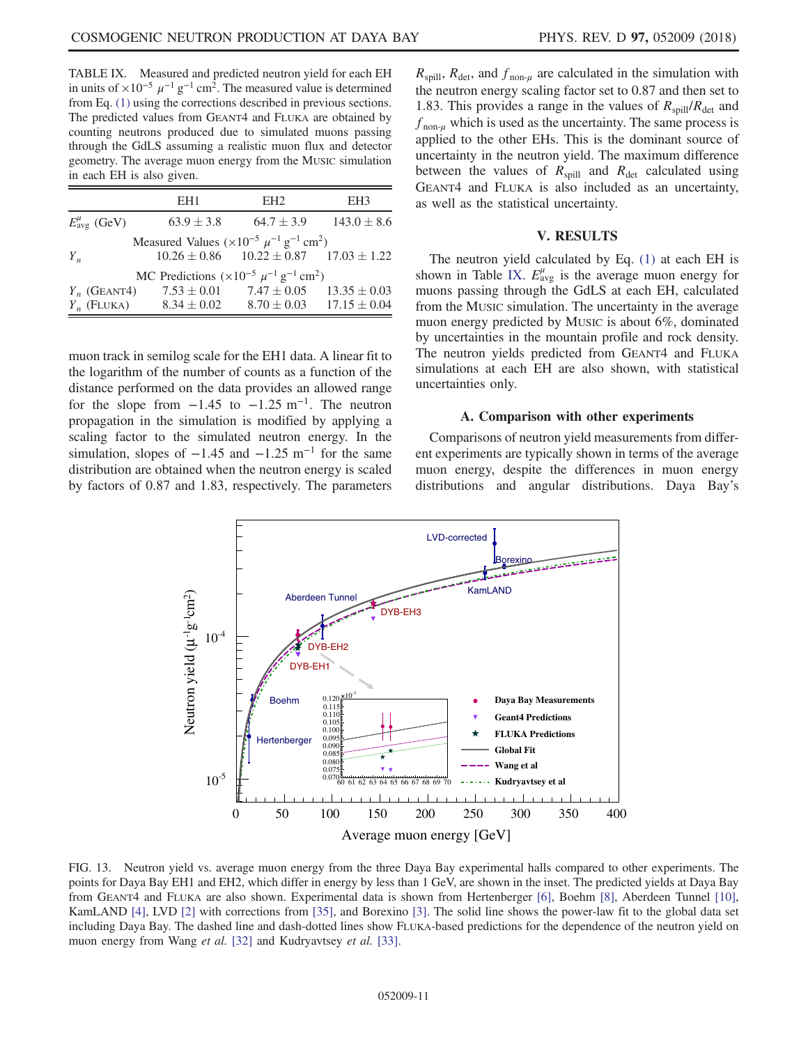TABLE IX. Measured and predicted neutron yield for each EH in units of $\times 10^{-5}\ \mu^{-1}\ \mathrm{g}^{-1}\ \mathrm{cm}^2$. The measured value is determined from Eq. (1) using the corrections described in previous sections. The predicted values from GEANT4 and FLUKA are obtained by counting neutrons produced due to simulated muons passing through the GdLS assuming a realistic muon flux and detector geometry. The average muon energy from the MUSIC simulation in each EH is also given.

| | EH1 | EH2 | EH3 |
|---|---|---|---|
| $E^{\mu}_{\mathrm{avg}}$ (GeV) | $63.9 \pm 3.8$ | $64.7 \pm 3.9$ | $143.0 \pm 8.6$ |
| Measured Values ($\times 10^{-5}\ \mu^{-1}\ \mathrm{g}^{-1}\ \mathrm{cm}^2$) | | | |
| $Y_n$ | $10.26 \pm 0.86$ | $10.22 \pm 0.87$ | $17.03 \pm 1.22$ |
| MC Predictions ($\times 10^{-5}\ \mu^{-1}\ \mathrm{g}^{-1}\ \mathrm{cm}^2$) | | | |
| $Y_n$ (GEANT4) | $7.53 \pm 0.01$ | $7.47 \pm 0.05$ | $13.35 \pm 0.03$ |
| $Y_n$ (FLUKA) | $8.34 \pm 0.02$ | $8.70 \pm 0.03$ | $17.15 \pm 0.04$ |

muon track in semilog scale for the EH1 data. A linear fit to the logarithm of the number of counts as a function of the distance performed on the data provides an allowed range for the slope from $-1.45$ to $-1.25\ \mathrm{m}^{-1}$. The neutron propagation in the simulation is modified by applying a scaling factor to the simulated neutron energy. In the simulation, slopes of $-1.45$ and $-1.25\ \mathrm{m}^{-1}$ for the same distribution are obtained when the neutron energy is scaled by factors of 0.87 and 1.83, respectively. The parameters $R_{\mathrm{spill}}$, $R_{\mathrm{det}}$, and $f_{\mathrm{non}\text{-}\mu}$ are calculated in the simulation with the neutron energy scaling factor set to 0.87 and then set to 1.83. This provides a range in the values of $R_{\mathrm{spill}}/R_{\mathrm{det}}$ and $f_{\mathrm{non}\text{-}\mu}$ which is used as the uncertainty. The same process is applied to the other EHs. This is the dominant source of uncertainty in the neutron yield. The maximum difference between the values of $R_{\mathrm{spill}}$ and $R_{\mathrm{det}}$ calculated using GEANT4 and FLUKA is also included as an uncertainty, as well as the statistical uncertainty.

## V. RESULTS

The neutron yield calculated by Eq. (1) at each EH is shown in Table IX. $E^{\mu}_{\mathrm{avg}}$ is the average muon energy for muons passing through the GdLS at each EH, calculated from the MUSIC simulation. The uncertainty in the average muon energy predicted by MUSIC is about 6%, dominated by uncertainties in the mountain profile and rock density. The neutron yields predicted from GEANT4 and FLUKA simulations at each EH are also shown, with statistical uncertainties only.

### A. Comparison with other experiments

Comparisons of neutron yield measurements from different experiments are typically shown in terms of the average muon energy, despite the differences in muon energy distributions and angular distributions. Daya Bay's

FIG. 13. Neutron yield vs. average muon energy from the three Daya Bay experimental halls compared to other experiments. The points for Daya Bay EH1 and EH2, which differ in energy by less than 1 GeV, are shown in the inset. The predicted yields at Daya Bay from GEANT4 and FLUKA are also shown. Experimental data is shown from Hertenberger [6], Boehm [8], Aberdeen Tunnel [10], KamLAND [4], LVD [2] with corrections from [35], and Borexino [3]. The solid line shows the power-law fit to the global data set including Daya Bay. The dashed line and dash-dotted lines show FLUKA-based predictions for the dependence of the neutron yield on muon energy from Wang *et al.* [32] and Kudryavtsev *et al.* [33].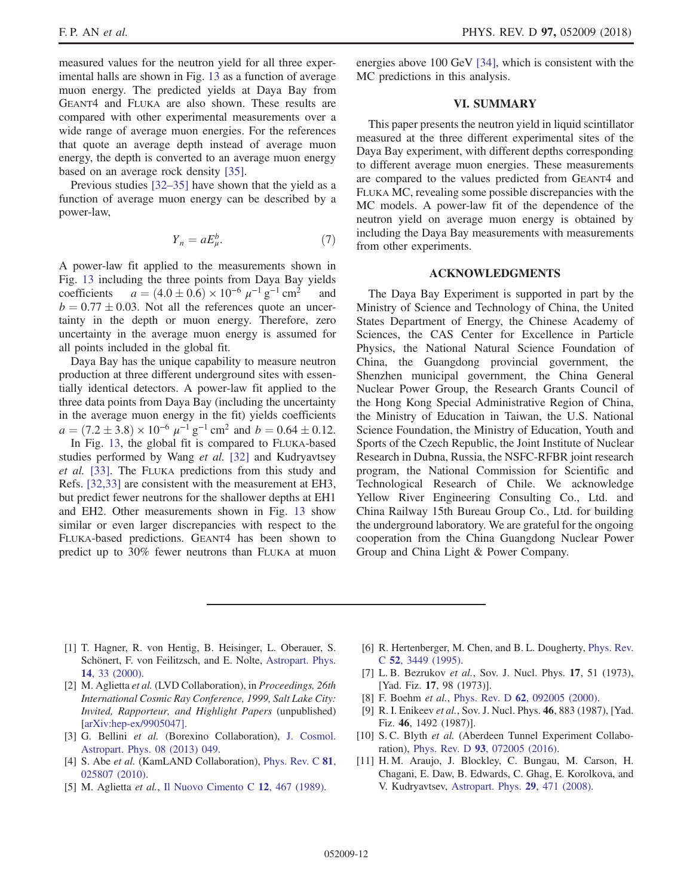measured values for the neutron yield for all three experimental halls are shown in Fig. 13 as a function of average muon energy. The predicted yields at Daya Bay from GEANT4 and FLUKA are also shown. These results are compared with other experimental measurements over a wide range of average muon energies. For the references that quote an average depth instead of average muon energy, the depth is converted to an average muon energy based on an average rock density [35].

Previous studies [32–35] have shown that the yield as a function of average muon energy can be described by a power-law,

$$Y_n = aE_\mu^b. \tag{7}$$

A power-law fit applied to the measurements shown in Fig. 13 including the three points from Daya Bay yields coefficients $a = (4.0 \pm 0.6) \times 10^{-6}\ \mu^{-1}\,\mathrm{g}^{-1}\,\mathrm{cm}^2$ and $b = 0.77 \pm 0.03$. Not all the references quote an uncertainty in the depth or muon energy. Therefore, zero uncertainty in the average muon energy is assumed for all points included in the global fit.

Daya Bay has the unique capability to measure neutron production at three different underground sites with essentially identical detectors. A power-law fit applied to the three data points from Daya Bay (including the uncertainty in the average muon energy in the fit) yields coefficients $a = (7.2 \pm 3.8) \times 10^{-6}\ \mu^{-1}\,\mathrm{g}^{-1}\,\mathrm{cm}^2$ and $b = 0.64 \pm 0.12$.

In Fig. 13, the global fit is compared to FLUKA-based studies performed by Wang *et al.* [32] and Kudryavtsev *et al.* [33]. The FLUKA predictions from this study and Refs. [32,33] are consistent with the measurement at EH3, but predict fewer neutrons for the shallower depths at EH1 and EH2. Other measurements shown in Fig. 13 show similar or even larger discrepancies with respect to the FLUKA-based predictions. GEANT4 has been shown to predict up to 30% fewer neutrons than FLUKA at muon energies above 100 GeV [34], which is consistent with the MC predictions in this analysis.

## VI. SUMMARY

This paper presents the neutron yield in liquid scintillator measured at the three different experimental sites of the Daya Bay experiment, with different depths corresponding to different average muon energies. These measurements are compared to the values predicted from GEANT4 and FLUKA MC, revealing some possible discrepancies with the MC models. A power-law fit of the dependence of the neutron yield on average muon energy is obtained by including the Daya Bay measurements with measurements from other experiments.

## ACKNOWLEDGMENTS

The Daya Bay Experiment is supported in part by the Ministry of Science and Technology of China, the United States Department of Energy, the Chinese Academy of Sciences, the CAS Center for Excellence in Particle Physics, the National Natural Science Foundation of China, the Guangdong provincial government, the Shenzhen municipal government, the China General Nuclear Power Group, the Research Grants Council of the Hong Kong Special Administrative Region of China, the Ministry of Education in Taiwan, the U.S. National Science Foundation, the Ministry of Education, Youth and Sports of the Czech Republic, the Joint Institute of Nuclear Research in Dubna, Russia, the NSFC-RFBR joint research program, the National Commission for Scientific and Technological Research of Chile. We acknowledge Yellow River Engineering Consulting Co., Ltd. and China Railway 15th Bureau Group Co., Ltd. for building the underground laboratory. We are grateful for the ongoing cooperation from the China Guangdong Nuclear Power Group and China Light & Power Company.

---

[1] T. Hagner, R. von Hentig, B. Heisinger, L. Oberauer, S. Schönert, F. von Feilitzsch, and E. Nolte, Astropart. Phys. **14**, 33 (2000).

[2] M. Aglietta *et al.* (LVD Collaboration), in *Proceedings, 26th International Cosmic Ray Conference, 1999, Salt Lake City: Invited, Rapporteur, and Highlight Papers* (unpublished) [arXiv:hep-ex/9905047].

[3] G. Bellini *et al.* (Borexino Collaboration), J. Cosmol. Astropart. Phys. 08 (2013) 049.

[4] S. Abe *et al.* (KamLAND Collaboration), Phys. Rev. C **81**, 025807 (2010).

[5] M. Aglietta *et al.*, Il Nuovo Cimento C **12**, 467 (1989).

[6] R. Hertenberger, M. Chen, and B. L. Dougherty, Phys. Rev. C **52**, 3449 (1995).

[7] L. B. Bezrukov *et al.*, Sov. J. Nucl. Phys. **17**, 51 (1973), [Yad. Fiz. **17**, 98 (1973)].

[8] F. Boehm *et al.*, Phys. Rev. D **62**, 092005 (2000).

[9] R. I. Enikeev *et al.*, Sov. J. Nucl. Phys. **46**, 883 (1987), [Yad. Fiz. **46**, 1492 (1987)].

[10] S. C. Blyth *et al.* (Aberdeen Tunnel Experiment Collaboration), Phys. Rev. D **93**, 072005 (2016).

[11] H. M. Araujo, J. Blockley, C. Bungau, M. Carson, H. Chagani, E. Daw, B. Edwards, C. Ghag, E. Korolkova, and V. Kudryavtsev, Astropart. Phys. **29**, 471 (2008).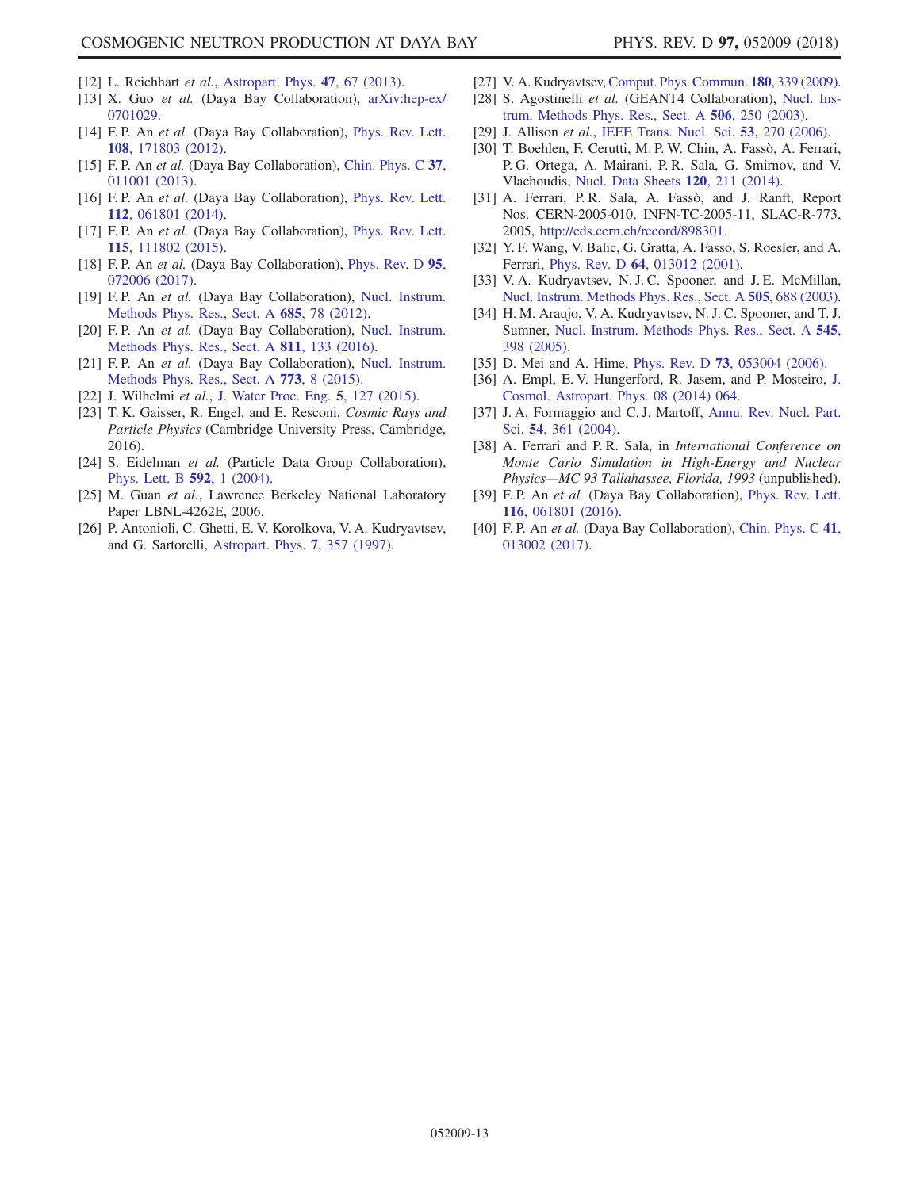[12] L. Reichhart *et al.*, Astropart. Phys. **47**, 67 (2013).

[13] X. Guo *et al.* (Daya Bay Collaboration), arXiv:hep-ex/0701029.

[14] F. P. An *et al.* (Daya Bay Collaboration), Phys. Rev. Lett. **108**, 171803 (2012).

[15] F. P. An *et al.* (Daya Bay Collaboration), Chin. Phys. C **37**, 011001 (2013).

[16] F. P. An *et al.* (Daya Bay Collaboration), Phys. Rev. Lett. **112**, 061801 (2014).

[17] F. P. An *et al.* (Daya Bay Collaboration), Phys. Rev. Lett. **115**, 111802 (2015).

[18] F. P. An *et al.* (Daya Bay Collaboration), Phys. Rev. D **95**, 072006 (2017).

[19] F. P. An *et al.* (Daya Bay Collaboration), Nucl. Instrum. Methods Phys. Res., Sect. A **685**, 78 (2012).

[20] F. P. An *et al.* (Daya Bay Collaboration), Nucl. Instrum. Methods Phys. Res., Sect. A **811**, 133 (2016).

[21] F. P. An *et al.* (Daya Bay Collaboration), Nucl. Instrum. Methods Phys. Res., Sect. A **773**, 8 (2015).

[22] J. Wilhelmi *et al.*, J. Water Proc. Eng. **5**, 127 (2015).

[23] T. K. Gaisser, R. Engel, and E. Resconi, *Cosmic Rays and Particle Physics* (Cambridge University Press, Cambridge, 2016).

[24] S. Eidelman *et al.* (Particle Data Group Collaboration), Phys. Lett. B **592**, 1 (2004).

[25] M. Guan *et al.*, Lawrence Berkeley National Laboratory Paper LBNL-4262E, 2006.

[26] P. Antonioli, C. Ghetti, E. V. Korolkova, V. A. Kudryavtsev, and G. Sartorelli, Astropart. Phys. **7**, 357 (1997).

[27] V. A. Kudryavtsev, Comput. Phys. Commun. **180**, 339 (2009).

[28] S. Agostinelli *et al.* (GEANT4 Collaboration), Nucl. Instrum. Methods Phys. Res., Sect. A **506**, 250 (2003).

[29] J. Allison *et al.*, IEEE Trans. Nucl. Sci. **53**, 270 (2006).

[30] T. Boehlen, F. Cerutti, M. P. W. Chin, A. Fassò, A. Ferrari, P. G. Ortega, A. Mairani, P. R. Sala, G. Smirnov, and V. Vlachoudis, Nucl. Data Sheets **120**, 211 (2014).

[31] A. Ferrari, P. R. Sala, A. Fassò, and J. Ranft, Report Nos. CERN-2005-010, INFN-TC-2005-11, SLAC-R-773, 2005, http://cds.cern.ch/record/898301.

[32] Y. F. Wang, V. Balic, G. Gratta, A. Fasso, S. Roesler, and A. Ferrari, Phys. Rev. D **64**, 013012 (2001).

[33] V. A. Kudryavtsev, N. J. C. Spooner, and J. E. McMillan, Nucl. Instrum. Methods Phys. Res., Sect. A **505**, 688 (2003).

[34] H. M. Araujo, V. A. Kudryavtsev, N. J. C. Spooner, and T. J. Sumner, Nucl. Instrum. Methods Phys. Res., Sect. A **545**, 398 (2005).

[35] D. Mei and A. Hime, Phys. Rev. D **73**, 053004 (2006).

[36] A. Empl, E. V. Hungerford, R. Jasem, and P. Mosteiro, J. Cosmol. Astropart. Phys. 08 (2014) 064.

[37] J. A. Formaggio and C. J. Martoff, Annu. Rev. Nucl. Part. Sci. **54**, 361 (2004).

[38] A. Ferrari and P. R. Sala, in *International Conference on Monte Carlo Simulation in High-Energy and Nuclear Physics—MC 93 Tallahassee, Florida, 1993* (unpublished).

[39] F. P. An *et al.* (Daya Bay Collaboration), Phys. Rev. Lett. **116**, 061801 (2016).

[40] F. P. An *et al.* (Daya Bay Collaboration), Chin. Phys. C **41**, 013002 (2017).